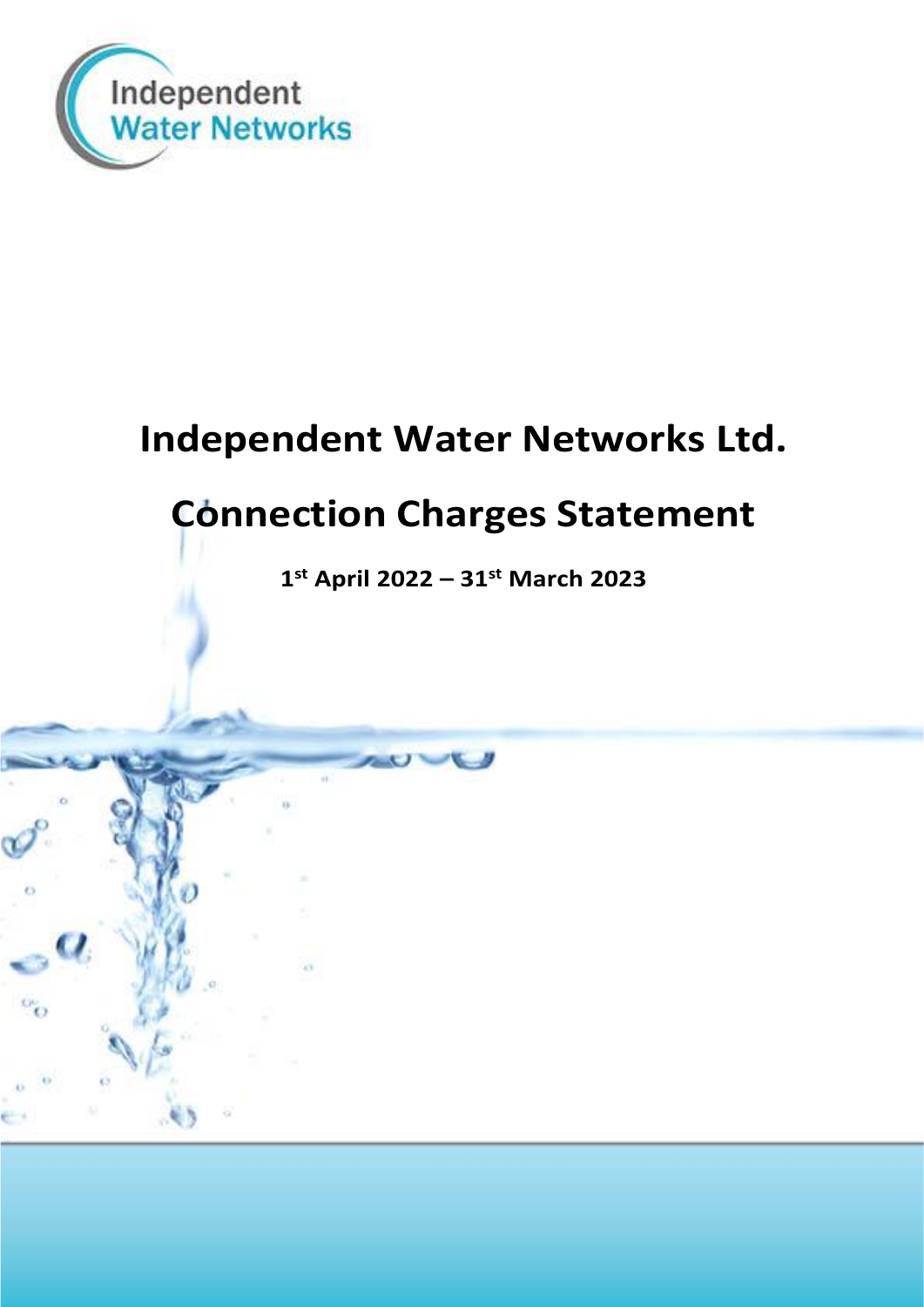Independent Water Networks

# Independent Water Networks Ltd.

# Connection Charges Statement

**1st April 2022 – 31st March 2023**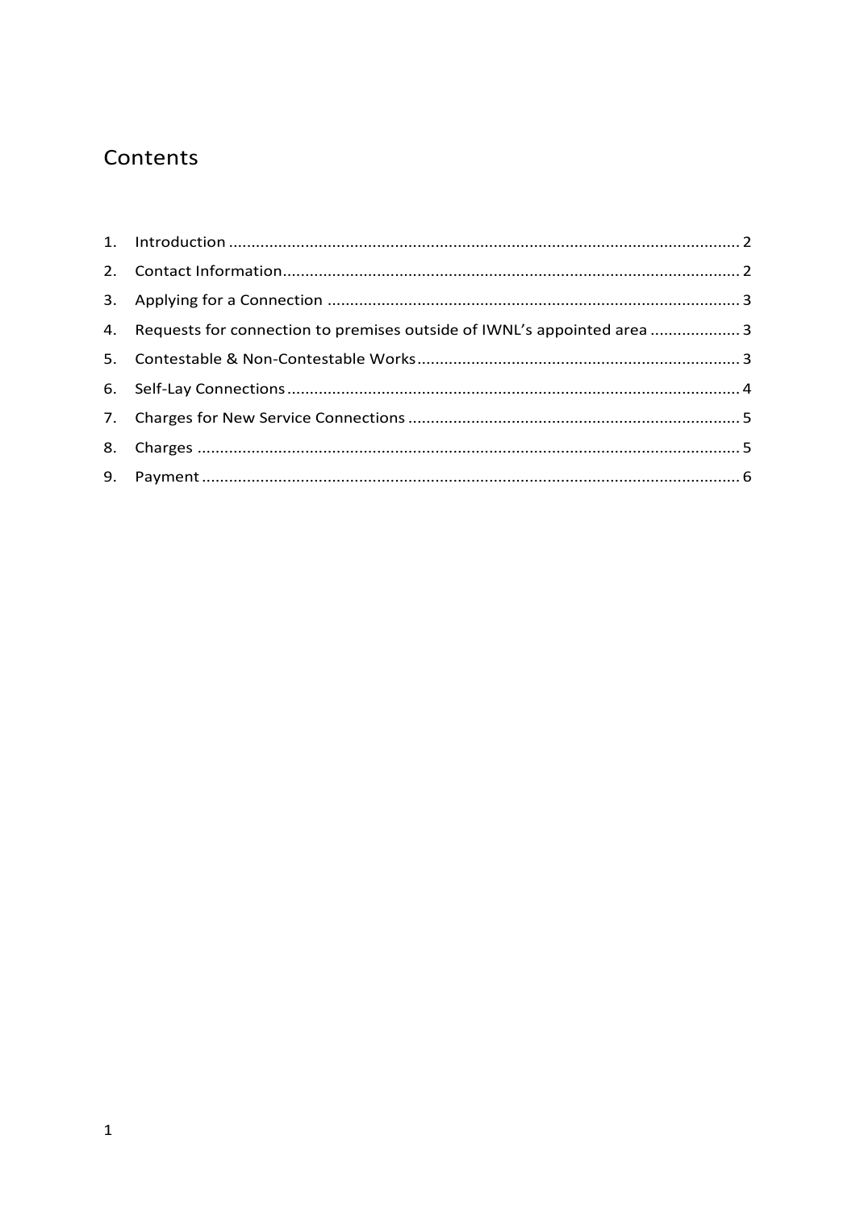# Contents

1. Introduction .................................................................................................................. 2
2. Contact Information...................................................................................................... 2
3. Applying for a Connection ............................................................................................ 3
4. Requests for connection to premises outside of IWNL's appointed area .................... 3
5. Contestable & Non-Contestable Works........................................................................ 3
6. Self-Lay Connections..................................................................................................... 4
7. Charges for New Service Connections .......................................................................... 5
8. Charges ......................................................................................................................... 5
9. Payment........................................................................................................................ 6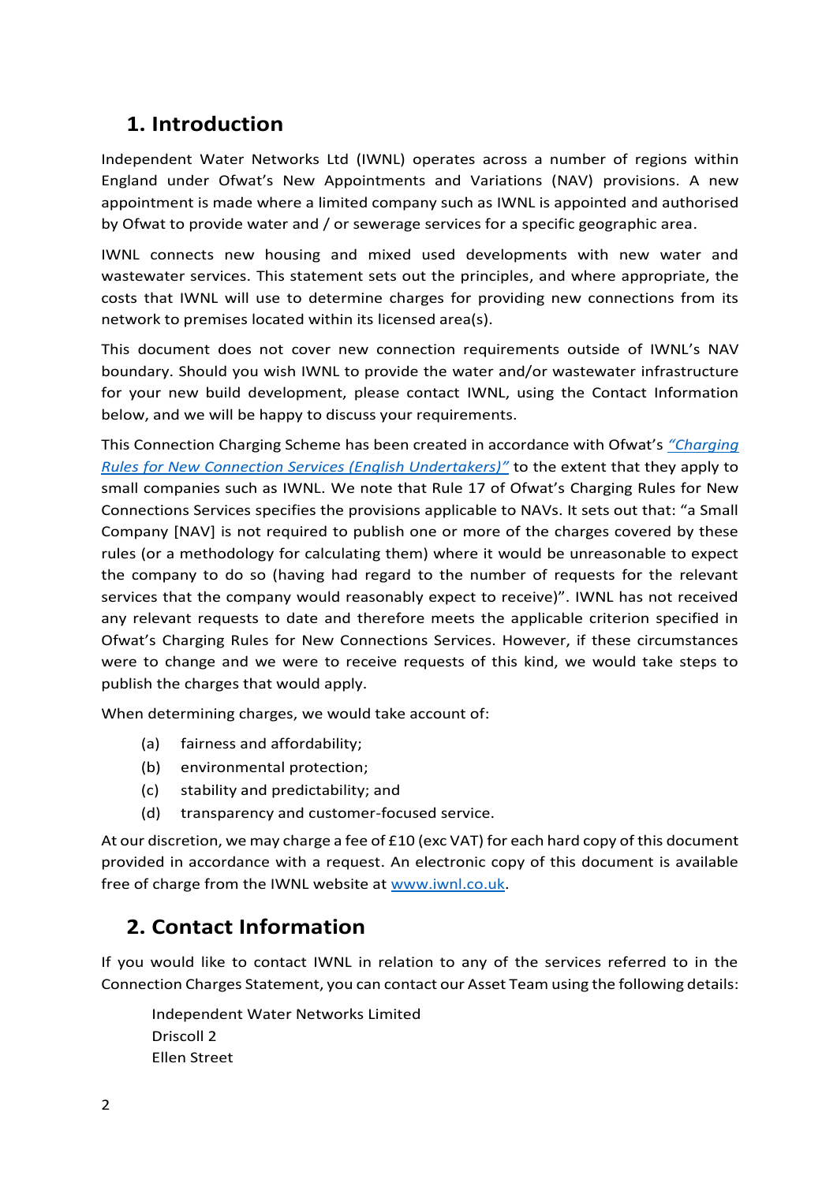## 1. Introduction

Independent Water Networks Ltd (IWNL) operates across a number of regions within England under Ofwat's New Appointments and Variations (NAV) provisions. A new appointment is made where a limited company such as IWNL is appointed and authorised by Ofwat to provide water and / or sewerage services for a specific geographic area.

IWNL connects new housing and mixed used developments with new water and wastewater services. This statement sets out the principles, and where appropriate, the costs that IWNL will use to determine charges for providing new connections from its network to premises located within its licensed area(s).

This document does not cover new connection requirements outside of IWNL's NAV boundary. Should you wish IWNL to provide the water and/or wastewater infrastructure for your new build development, please contact IWNL, using the Contact Information below, and we will be happy to discuss your requirements.

This Connection Charging Scheme has been created in accordance with Ofwat's *"Charging Rules for New Connection Services (English Undertakers)"* to the extent that they apply to small companies such as IWNL. We note that Rule 17 of Ofwat's Charging Rules for New Connections Services specifies the provisions applicable to NAVs. It sets out that: "a Small Company [NAV] is not required to publish one or more of the charges covered by these rules (or a methodology for calculating them) where it would be unreasonable to expect the company to do so (having had regard to the number of requests for the relevant services that the company would reasonably expect to receive)". IWNL has not received any relevant requests to date and therefore meets the applicable criterion specified in Ofwat's Charging Rules for New Connections Services. However, if these circumstances were to change and we were to receive requests of this kind, we would take steps to publish the charges that would apply.

When determining charges, we would take account of:

(a) fairness and affordability;
(b) environmental protection;
(c) stability and predictability; and
(d) transparency and customer-focused service.

At our discretion, we may charge a fee of £10 (exc VAT) for each hard copy of this document provided in accordance with a request. An electronic copy of this document is available free of charge from the IWNL website at www.iwnl.co.uk.

## 2. Contact Information

If you would like to contact IWNL in relation to any of the services referred to in the Connection Charges Statement, you can contact our Asset Team using the following details:

Independent Water Networks Limited
Driscoll 2
Ellen Street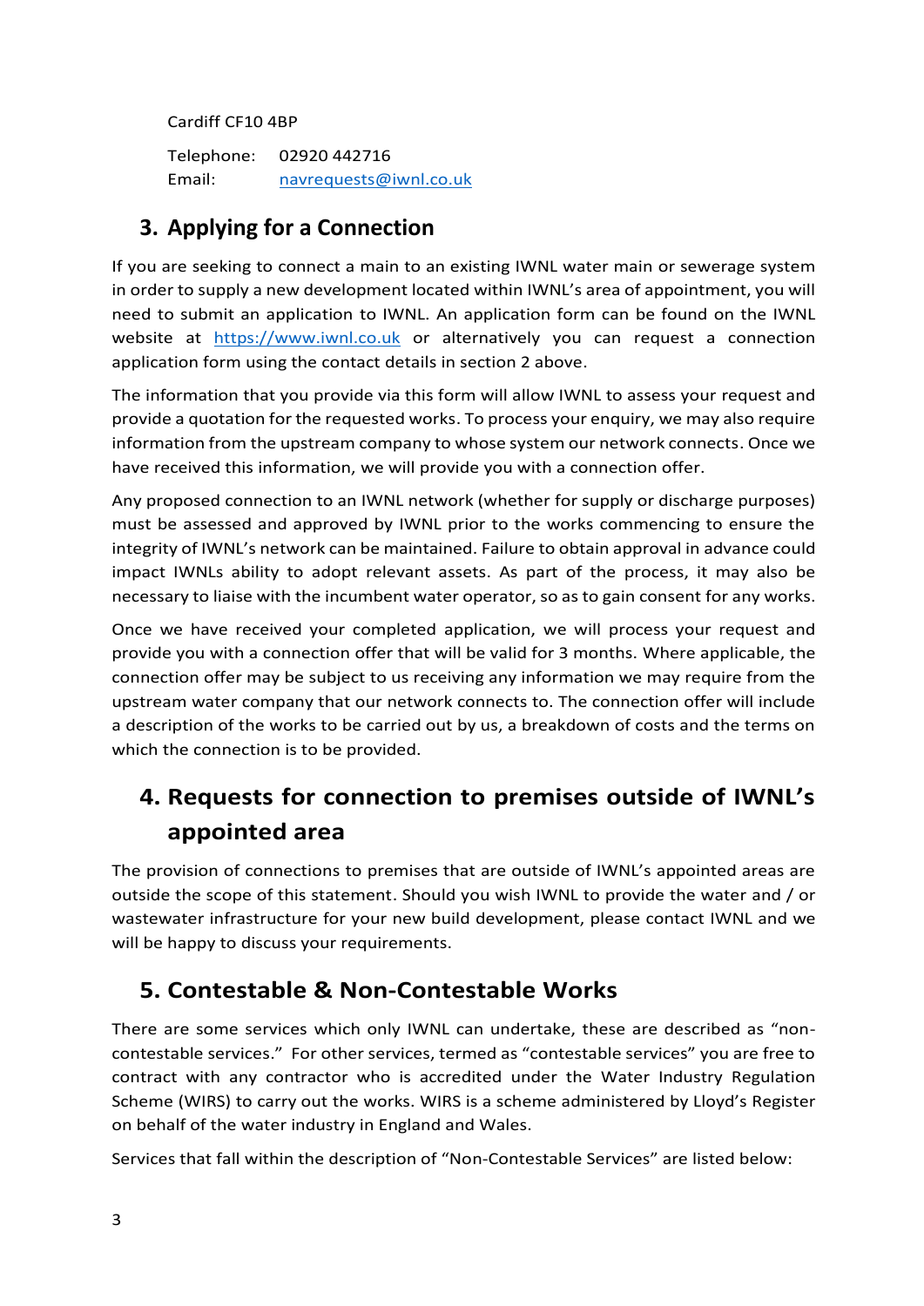Cardiff CF10 4BP

Telephone: 02920 442716
Email: [navrequests@iwnl.co.uk](mailto:navrequests@iwnl.co.uk)

## 3. Applying for a Connection

If you are seeking to connect a main to an existing IWNL water main or sewerage system in order to supply a new development located within IWNL's area of appointment, you will need to submit an application to IWNL. An application form can be found on the IWNL website at [https://www.iwnl.co.uk](https://www.iwnl.co.uk) or alternatively you can request a connection application form using the contact details in section 2 above.

The information that you provide via this form will allow IWNL to assess your request and provide a quotation for the requested works. To process your enquiry, we may also require information from the upstream company to whose system our network connects. Once we have received this information, we will provide you with a connection offer.

Any proposed connection to an IWNL network (whether for supply or discharge purposes) must be assessed and approved by IWNL prior to the works commencing to ensure the integrity of IWNL's network can be maintained. Failure to obtain approval in advance could impact IWNLs ability to adopt relevant assets. As part of the process, it may also be necessary to liaise with the incumbent water operator, so as to gain consent for any works.

Once we have received your completed application, we will process your request and provide you with a connection offer that will be valid for 3 months. Where applicable, the connection offer may be subject to us receiving any information we may require from the upstream water company that our network connects to. The connection offer will include a description of the works to be carried out by us, a breakdown of costs and the terms on which the connection is to be provided.

## 4. Requests for connection to premises outside of IWNL's appointed area

The provision of connections to premises that are outside of IWNL's appointed areas are outside the scope of this statement. Should you wish IWNL to provide the water and / or wastewater infrastructure for your new build development, please contact IWNL and we will be happy to discuss your requirements.

## 5. Contestable & Non-Contestable Works

There are some services which only IWNL can undertake, these are described as "non-contestable services." For other services, termed as "contestable services" you are free to contract with any contractor who is accredited under the Water Industry Regulation Scheme (WIRS) to carry out the works. WIRS is a scheme administered by Lloyd's Register on behalf of the water industry in England and Wales.

Services that fall within the description of "Non-Contestable Services" are listed below: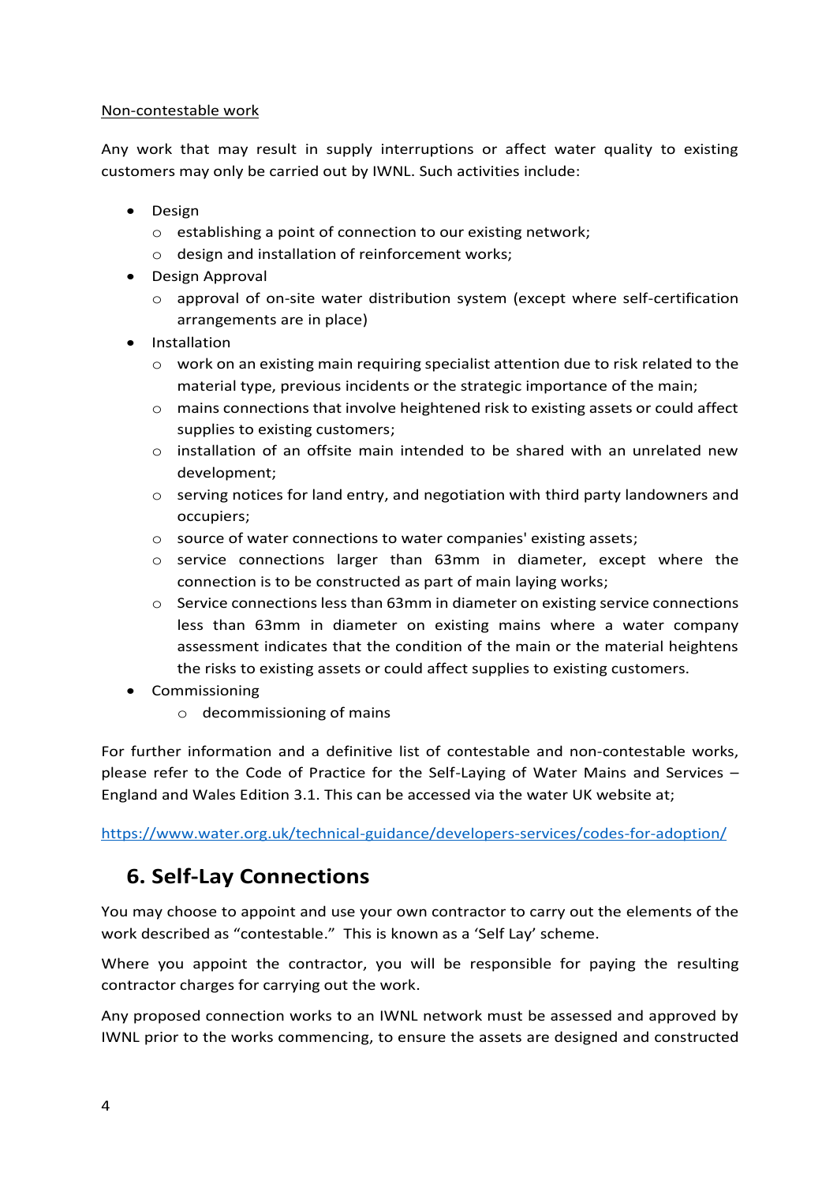Non-contestable work

Any work that may result in supply interruptions or affect water quality to existing customers may only be carried out by IWNL. Such activities include:

- Design
  - establishing a point of connection to our existing network;
  - design and installation of reinforcement works;
- Design Approval
  - approval of on-site water distribution system (except where self-certification arrangements are in place)
- Installation
  - work on an existing main requiring specialist attention due to risk related to the material type, previous incidents or the strategic importance of the main;
  - mains connections that involve heightened risk to existing assets or could affect supplies to existing customers;
  - installation of an offsite main intended to be shared with an unrelated new development;
  - serving notices for land entry, and negotiation with third party landowners and occupiers;
  - source of water connections to water companies' existing assets;
  - service connections larger than 63mm in diameter, except where the connection is to be constructed as part of main laying works;
  - Service connections less than 63mm in diameter on existing service connections less than 63mm in diameter on existing mains where a water company assessment indicates that the condition of the main or the material heightens the risks to existing assets or could affect supplies to existing customers.
- Commissioning
  - decommissioning of mains

For further information and a definitive list of contestable and non-contestable works, please refer to the Code of Practice for the Self-Laying of Water Mains and Services – England and Wales Edition 3.1. This can be accessed via the water UK website at;

https://www.water.org.uk/technical-guidance/developers-services/codes-for-adoption/

## 6. Self-Lay Connections

You may choose to appoint and use your own contractor to carry out the elements of the work described as "contestable." This is known as a 'Self Lay' scheme.

Where you appoint the contractor, you will be responsible for paying the resulting contractor charges for carrying out the work.

Any proposed connection works to an IWNL network must be assessed and approved by IWNL prior to the works commencing, to ensure the assets are designed and constructed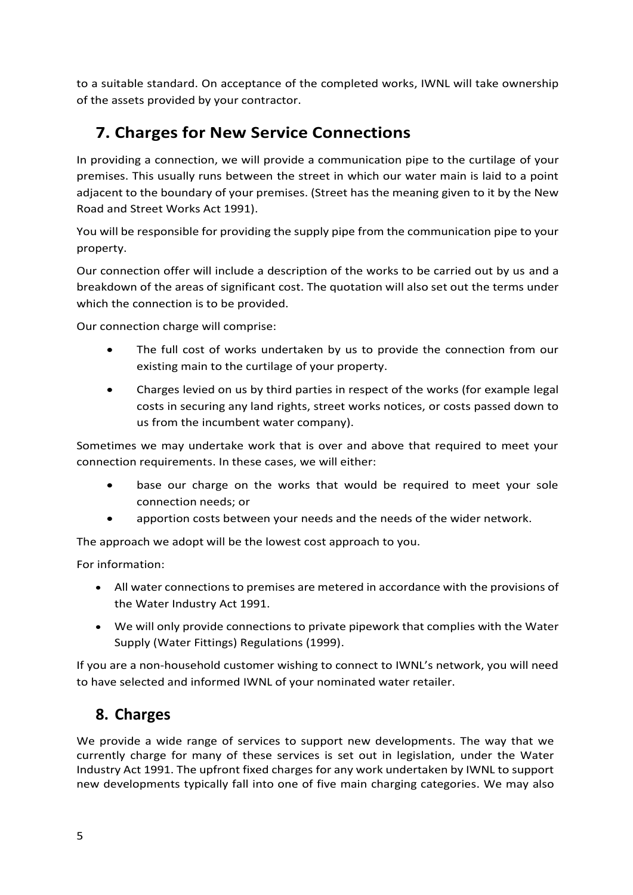to a suitable standard. On acceptance of the completed works, IWNL will take ownership of the assets provided by your contractor.

## 7. Charges for New Service Connections

In providing a connection, we will provide a communication pipe to the curtilage of your premises. This usually runs between the street in which our water main is laid to a point adjacent to the boundary of your premises. (Street has the meaning given to it by the New Road and Street Works Act 1991).

You will be responsible for providing the supply pipe from the communication pipe to your property.

Our connection offer will include a description of the works to be carried out by us and a breakdown of the areas of significant cost. The quotation will also set out the terms under which the connection is to be provided.

Our connection charge will comprise:

- The full cost of works undertaken by us to provide the connection from our existing main to the curtilage of your property.
- Charges levied on us by third parties in respect of the works (for example legal costs in securing any land rights, street works notices, or costs passed down to us from the incumbent water company).

Sometimes we may undertake work that is over and above that required to meet your connection requirements. In these cases, we will either:

- base our charge on the works that would be required to meet your sole connection needs; or
- apportion costs between your needs and the needs of the wider network.

The approach we adopt will be the lowest cost approach to you.

For information:

- All water connections to premises are metered in accordance with the provisions of the Water Industry Act 1991.
- We will only provide connections to private pipework that complies with the Water Supply (Water Fittings) Regulations (1999).

If you are a non-household customer wishing to connect to IWNL's network, you will need to have selected and informed IWNL of your nominated water retailer.

## 8. Charges

We provide a wide range of services to support new developments. The way that we currently charge for many of these services is set out in legislation, under the Water Industry Act 1991. The upfront fixed charges for any work undertaken by IWNL to support new developments typically fall into one of five main charging categories. We may also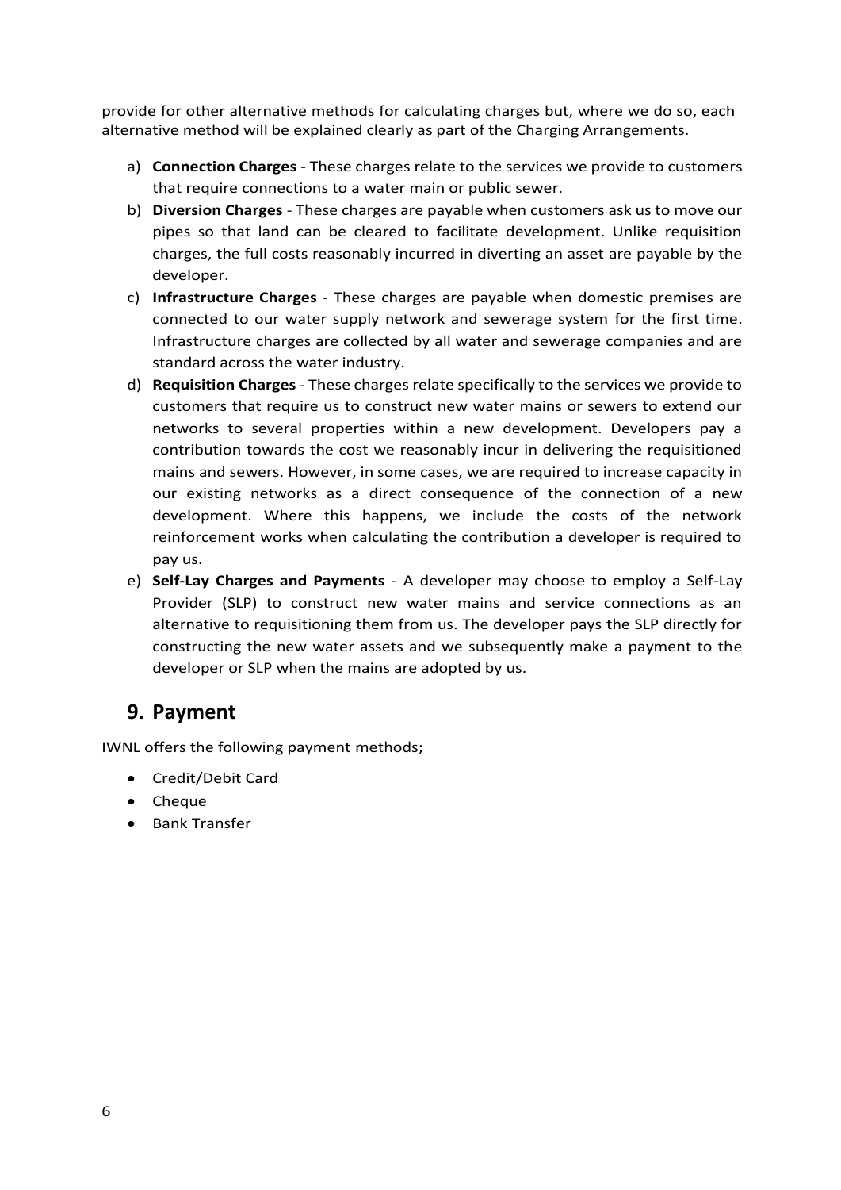provide for other alternative methods for calculating charges but, where we do so, each alternative method will be explained clearly as part of the Charging Arrangements.

a) **Connection Charges** - These charges relate to the services we provide to customers that require connections to a water main or public sewer.

b) **Diversion Charges** - These charges are payable when customers ask us to move our pipes so that land can be cleared to facilitate development. Unlike requisition charges, the full costs reasonably incurred in diverting an asset are payable by the developer.

c) **Infrastructure Charges** - These charges are payable when domestic premises are connected to our water supply network and sewerage system for the first time. Infrastructure charges are collected by all water and sewerage companies and are standard across the water industry.

d) **Requisition Charges** - These charges relate specifically to the services we provide to customers that require us to construct new water mains or sewers to extend our networks to several properties within a new development. Developers pay a contribution towards the cost we reasonably incur in delivering the requisitioned mains and sewers. However, in some cases, we are required to increase capacity in our existing networks as a direct consequence of the connection of a new development. Where this happens, we include the costs of the network reinforcement works when calculating the contribution a developer is required to pay us.

e) **Self-Lay Charges and Payments** - A developer may choose to employ a Self-Lay Provider (SLP) to construct new water mains and service connections as an alternative to requisitioning them from us. The developer pays the SLP directly for constructing the new water assets and we subsequently make a payment to the developer or SLP when the mains are adopted by us.

## 9. Payment

IWNL offers the following payment methods;

- Credit/Debit Card
- Cheque
- Bank Transfer